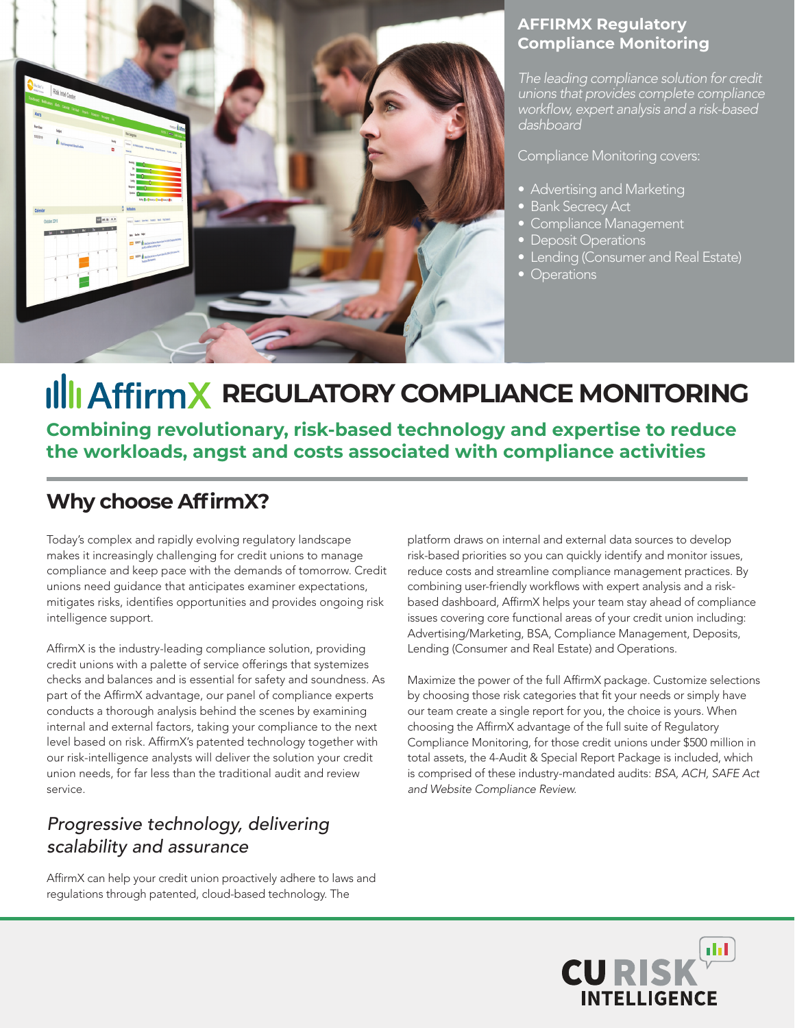## AFFIRMX Regulatory Compliance Monitoring

*The leading compliance solution for credit unions that provides complete compliance workflow, expert analysis and a risk-based dashboard*

Compliance Monitoring covers:

- Advertising and Marketing
- Bank Secrecy Act
- Compliance Management
- Deposit Operations
- Lending (Consumer and Real Estate)
- Operations

# AffirmX REGULATORY COMPLIANCE MONITORING

**Combining revolutionary, risk-based technology and expertise to reduce the workloads, angst and costs associated with compliance activities**

## Why choose AffirmX?

Today's complex and rapidly evolving regulatory landscape makes it increasingly challenging for credit unions to manage compliance and keep pace with the demands of tomorrow. Credit unions need guidance that anticipates examiner expectations, mitigates risks, identifies opportunities and provides ongoing risk intelligence support.

AffirmX is the industry-leading compliance solution, providing credit unions with a palette of service offerings that systemizes checks and balances and is essential for safety and soundness. As part of the AffirmX advantage, our panel of compliance experts conducts a thorough analysis behind the scenes by examining internal and external factors, taking your compliance to the next level based on risk. AffirmX's patented technology together with our risk-intelligence analysts will deliver the solution your credit union needs, for far less than the traditional audit and review service.

### *Progressive technology, delivering scalability and assurance*

AffirmX can help your credit union proactively adhere to laws and regulations through patented, cloud-based technology. The platform draws on internal and external data sources to develop risk-based priorities so you can quickly identify and monitor issues, reduce costs and streamline compliance management practices. By combining user-friendly workflows with expert analysis and a risk-based dashboard, AffirmX helps your team stay ahead of compliance issues covering core functional areas of your credit union including: Advertising/Marketing, BSA, Compliance Management, Deposits, Lending (Consumer and Real Estate) and Operations.

Maximize the power of the full AffirmX package. Customize selections by choosing those risk categories that fit your needs or simply have our team create a single report for you, the choice is yours. When choosing the AffirmX advantage of the full suite of Regulatory Compliance Monitoring, for those credit unions under $500 million in total assets, the 4-Audit & Special Report Package is included, which is comprised of these industry-mandated audits: *BSA, ACH, SAFE Act and Website Compliance Review.*

CU RISK INTELLIGENCE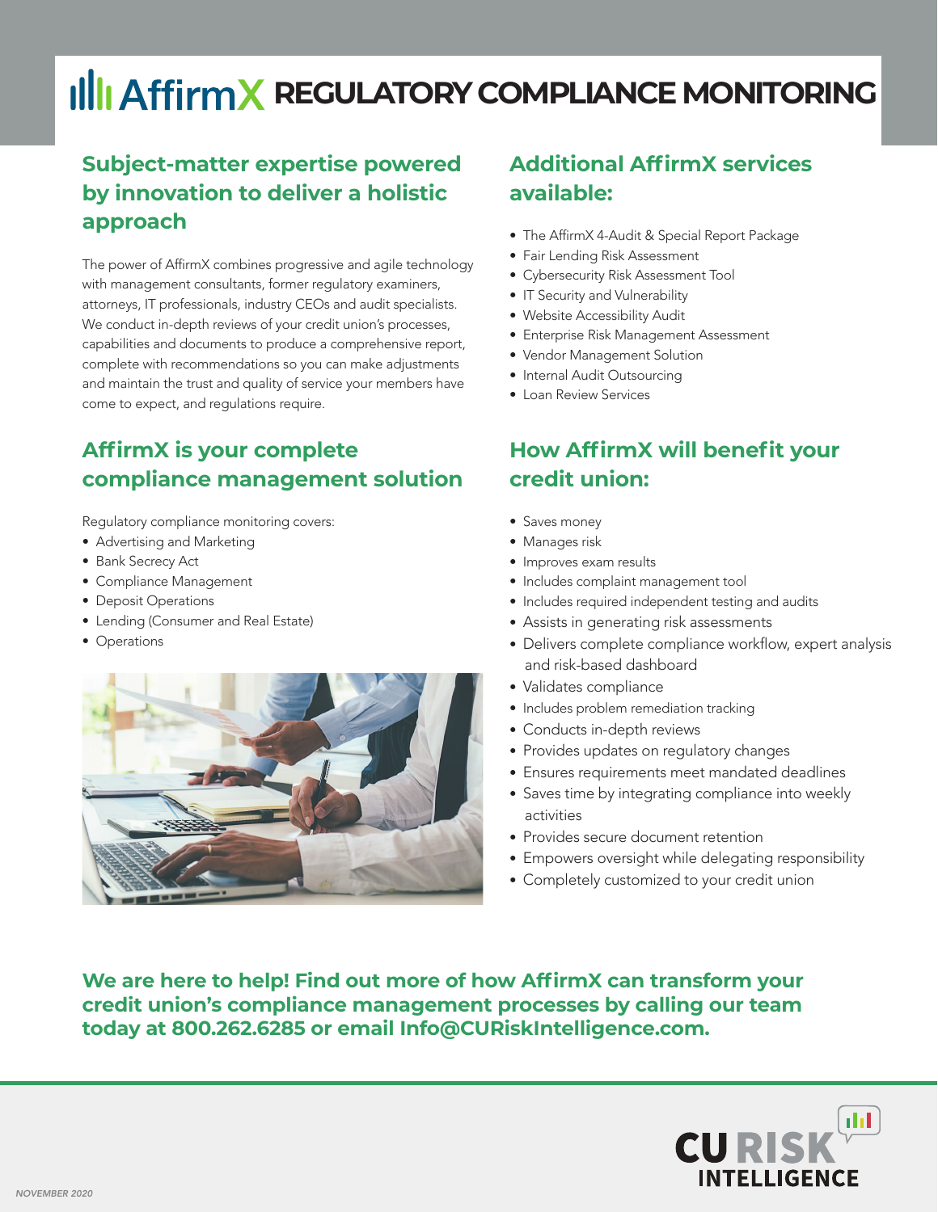# AffirmX REGULATORY COMPLIANCE MONITORING

## Subject-matter expertise powered by innovation to deliver a holistic approach

The power of AffirmX combines progressive and agile technology with management consultants, former regulatory examiners, attorneys, IT professionals, industry CEOs and audit specialists. We conduct in-depth reviews of your credit union's processes, capabilities and documents to produce a comprehensive report, complete with recommendations so you can make adjustments and maintain the trust and quality of service your members have come to expect, and regulations require.

## AffirmX is your complete compliance management solution

Regulatory compliance monitoring covers:

- Advertising and Marketing
- Bank Secrecy Act
- Compliance Management
- Deposit Operations
- Lending (Consumer and Real Estate)
- Operations

## Additional AffirmX services available:

- The AffirmX 4-Audit & Special Report Package
- Fair Lending Risk Assessment
- Cybersecurity Risk Assessment Tool
- IT Security and Vulnerability
- Website Accessibility Audit
- Enterprise Risk Management Assessment
- Vendor Management Solution
- Internal Audit Outsourcing
- Loan Review Services

## How AffirmX will benefit your credit union:

- Saves money
- Manages risk
- Improves exam results
- Includes complaint management tool
- Includes required independent testing and audits
- Assists in generating risk assessments
- Delivers complete compliance workflow, expert analysis and risk-based dashboard
- Validates compliance
- Includes problem remediation tracking
- Conducts in-depth reviews
- Provides updates on regulatory changes
- Ensures requirements meet mandated deadlines
- Saves time by integrating compliance into weekly activities
- Provides secure document retention
- Empowers oversight while delegating responsibility
- Completely customized to your credit union

**We are here to help! Find out more of how AffirmX can transform your credit union's compliance management processes by calling our team today at 800.262.6285 or email Info@CURiskIntelligence.com.**

CU RISK INTELLIGENCE

*NOVEMBER 2020*